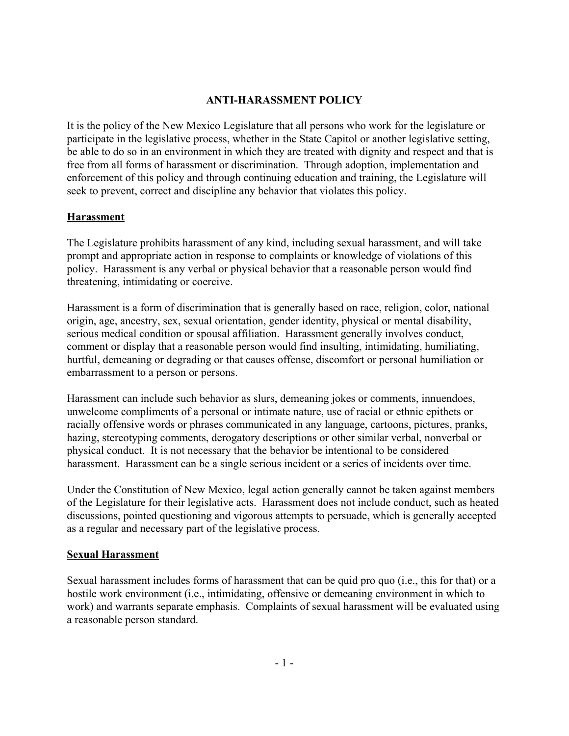# ANTI-HARASSMENT POLICY

It is the policy of the New Mexico Legislature that all persons who work for the legislature or participate in the legislative process, whether in the State Capitol or another legislative setting, be able to do so in an environment in which they are treated with dignity and respect and that is free from all forms of harassment or discrimination. Through adoption, implementation and enforcement of this policy and through continuing education and training, the Legislature will seek to prevent, correct and discipline any behavior that violates this policy.

## Harassment

The Legislature prohibits harassment of any kind, including sexual harassment, and will take prompt and appropriate action in response to complaints or knowledge of violations of this policy. Harassment is any verbal or physical behavior that a reasonable person would find threatening, intimidating or coercive.

Harassment is a form of discrimination that is generally based on race, religion, color, national origin, age, ancestry, sex, sexual orientation, gender identity, physical or mental disability, serious medical condition or spousal affiliation. Harassment generally involves conduct, comment or display that a reasonable person would find insulting, intimidating, humiliating, hurtful, demeaning or degrading or that causes offense, discomfort or personal humiliation or embarrassment to a person or persons.

Harassment can include such behavior as slurs, demeaning jokes or comments, innuendoes, unwelcome compliments of a personal or intimate nature, use of racial or ethnic epithets or racially offensive words or phrases communicated in any language, cartoons, pictures, pranks, hazing, stereotyping comments, derogatory descriptions or other similar verbal, nonverbal or physical conduct. It is not necessary that the behavior be intentional to be considered harassment. Harassment can be a single serious incident or a series of incidents over time.

Under the Constitution of New Mexico, legal action generally cannot be taken against members of the Legislature for their legislative acts. Harassment does not include conduct, such as heated discussions, pointed questioning and vigorous attempts to persuade, which is generally accepted as a regular and necessary part of the legislative process.

## Sexual Harassment

Sexual harassment includes forms of harassment that can be quid pro quo (i.e., this for that) or a hostile work environment (i.e., intimidating, offensive or demeaning environment in which to work) and warrants separate emphasis. Complaints of sexual harassment will be evaluated using a reasonable person standard.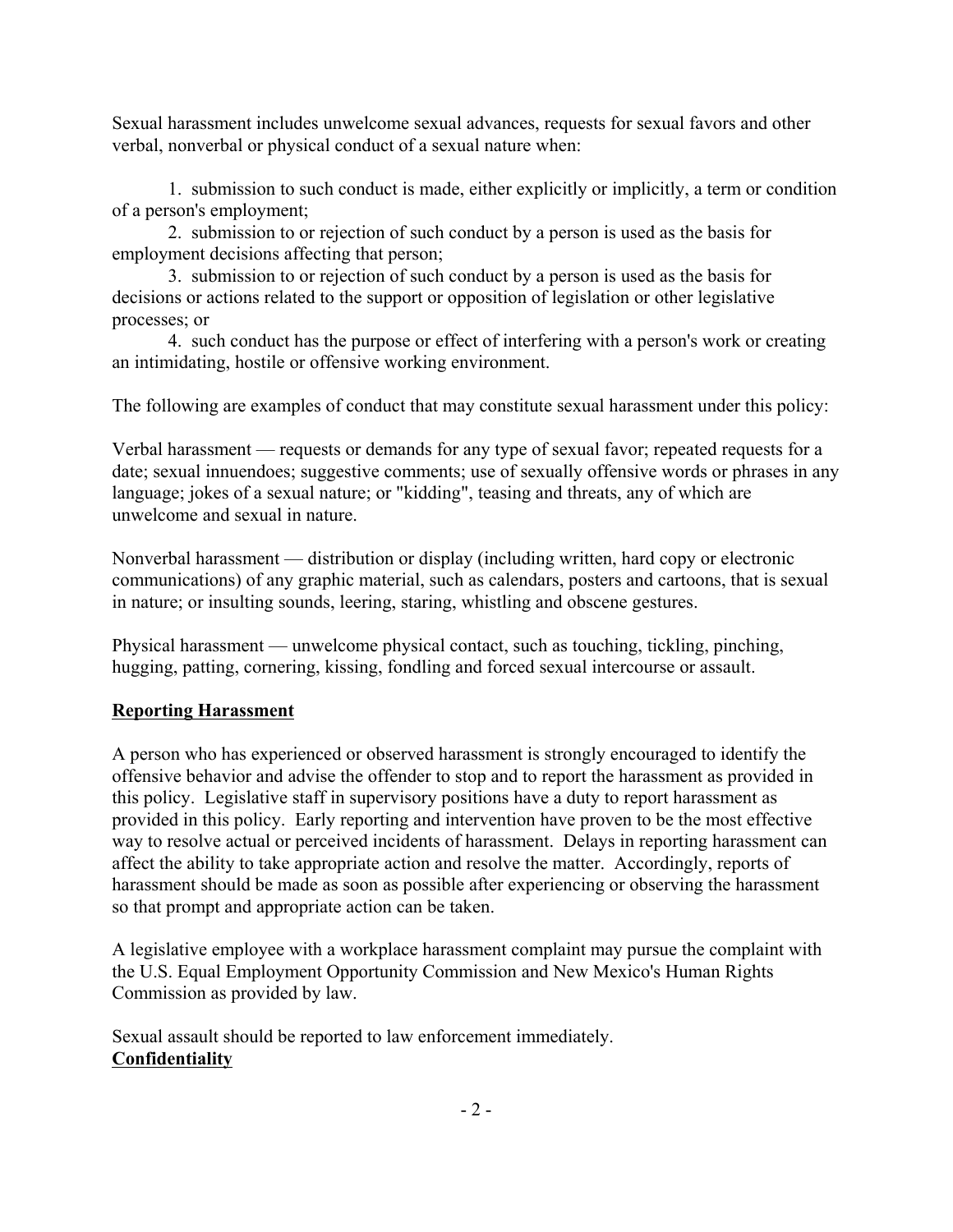Sexual harassment includes unwelcome sexual advances, requests for sexual favors and other verbal, nonverbal or physical conduct of a sexual nature when:

1. submission to such conduct is made, either explicitly or implicitly, a term or condition of a person's employment;
2. submission to or rejection of such conduct by a person is used as the basis for employment decisions affecting that person;
3. submission to or rejection of such conduct by a person is used as the basis for decisions or actions related to the support or opposition of legislation or other legislative processes; or
4. such conduct has the purpose or effect of interfering with a person's work or creating an intimidating, hostile or offensive working environment.

The following are examples of conduct that may constitute sexual harassment under this policy:

Verbal harassment — requests or demands for any type of sexual favor; repeated requests for a date; sexual innuendoes; suggestive comments; use of sexually offensive words or phrases in any language; jokes of a sexual nature; or "kidding", teasing and threats, any of which are unwelcome and sexual in nature.

Nonverbal harassment — distribution or display (including written, hard copy or electronic communications) of any graphic material, such as calendars, posters and cartoons, that is sexual in nature; or insulting sounds, leering, staring, whistling and obscene gestures.

Physical harassment — unwelcome physical contact, such as touching, tickling, pinching, hugging, patting, cornering, kissing, fondling and forced sexual intercourse or assault.

## Reporting Harassment

A person who has experienced or observed harassment is strongly encouraged to identify the offensive behavior and advise the offender to stop and to report the harassment as provided in this policy. Legislative staff in supervisory positions have a duty to report harassment as provided in this policy. Early reporting and intervention have proven to be the most effective way to resolve actual or perceived incidents of harassment. Delays in reporting harassment can affect the ability to take appropriate action and resolve the matter. Accordingly, reports of harassment should be made as soon as possible after experiencing or observing the harassment so that prompt and appropriate action can be taken.

A legislative employee with a workplace harassment complaint may pursue the complaint with the U.S. Equal Employment Opportunity Commission and New Mexico's Human Rights Commission as provided by law.

Sexual assault should be reported to law enforcement immediately.

## Confidentiality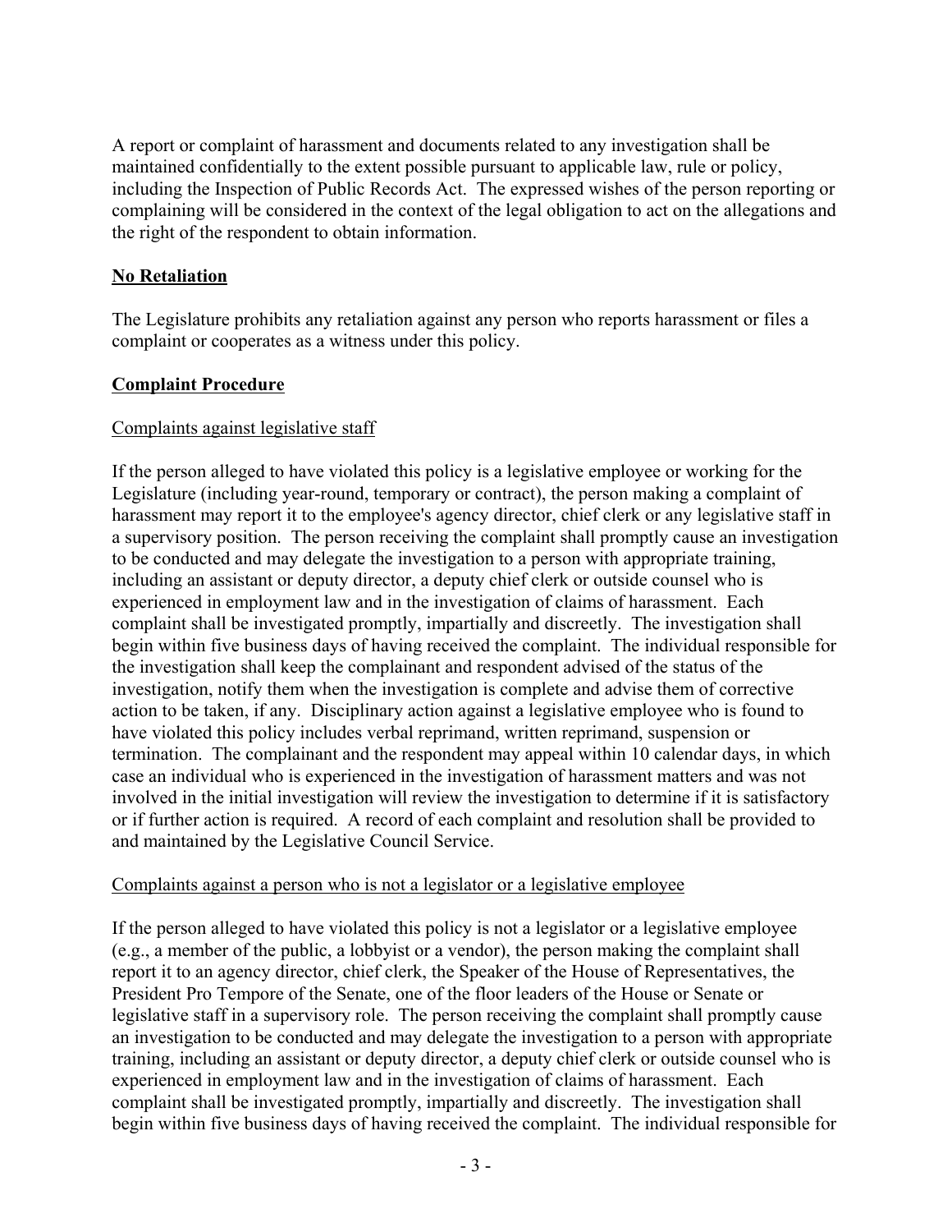A report or complaint of harassment and documents related to any investigation shall be maintained confidentially to the extent possible pursuant to applicable law, rule or policy, including the Inspection of Public Records Act. The expressed wishes of the person reporting or complaining will be considered in the context of the legal obligation to act on the allegations and the right of the respondent to obtain information.

## **No Retaliation**

The Legislature prohibits any retaliation against any person who reports harassment or files a complaint or cooperates as a witness under this policy.

## **Complaint Procedure**

### Complaints against legislative staff

If the person alleged to have violated this policy is a legislative employee or working for the Legislature (including year-round, temporary or contract), the person making a complaint of harassment may report it to the employee's agency director, chief clerk or any legislative staff in a supervisory position. The person receiving the complaint shall promptly cause an investigation to be conducted and may delegate the investigation to a person with appropriate training, including an assistant or deputy director, a deputy chief clerk or outside counsel who is experienced in employment law and in the investigation of claims of harassment. Each complaint shall be investigated promptly, impartially and discreetly. The investigation shall begin within five business days of having received the complaint. The individual responsible for the investigation shall keep the complainant and respondent advised of the status of the investigation, notify them when the investigation is complete and advise them of corrective action to be taken, if any. Disciplinary action against a legislative employee who is found to have violated this policy includes verbal reprimand, written reprimand, suspension or termination. The complainant and the respondent may appeal within 10 calendar days, in which case an individual who is experienced in the investigation of harassment matters and was not involved in the initial investigation will review the investigation to determine if it is satisfactory or if further action is required. A record of each complaint and resolution shall be provided to and maintained by the Legislative Council Service.

### Complaints against a person who is not a legislator or a legislative employee

If the person alleged to have violated this policy is not a legislator or a legislative employee (e.g., a member of the public, a lobbyist or a vendor), the person making the complaint shall report it to an agency director, chief clerk, the Speaker of the House of Representatives, the President Pro Tempore of the Senate, one of the floor leaders of the House or Senate or legislative staff in a supervisory role. The person receiving the complaint shall promptly cause an investigation to be conducted and may delegate the investigation to a person with appropriate training, including an assistant or deputy director, a deputy chief clerk or outside counsel who is experienced in employment law and in the investigation of claims of harassment. Each complaint shall be investigated promptly, impartially and discreetly. The investigation shall begin within five business days of having received the complaint. The individual responsible for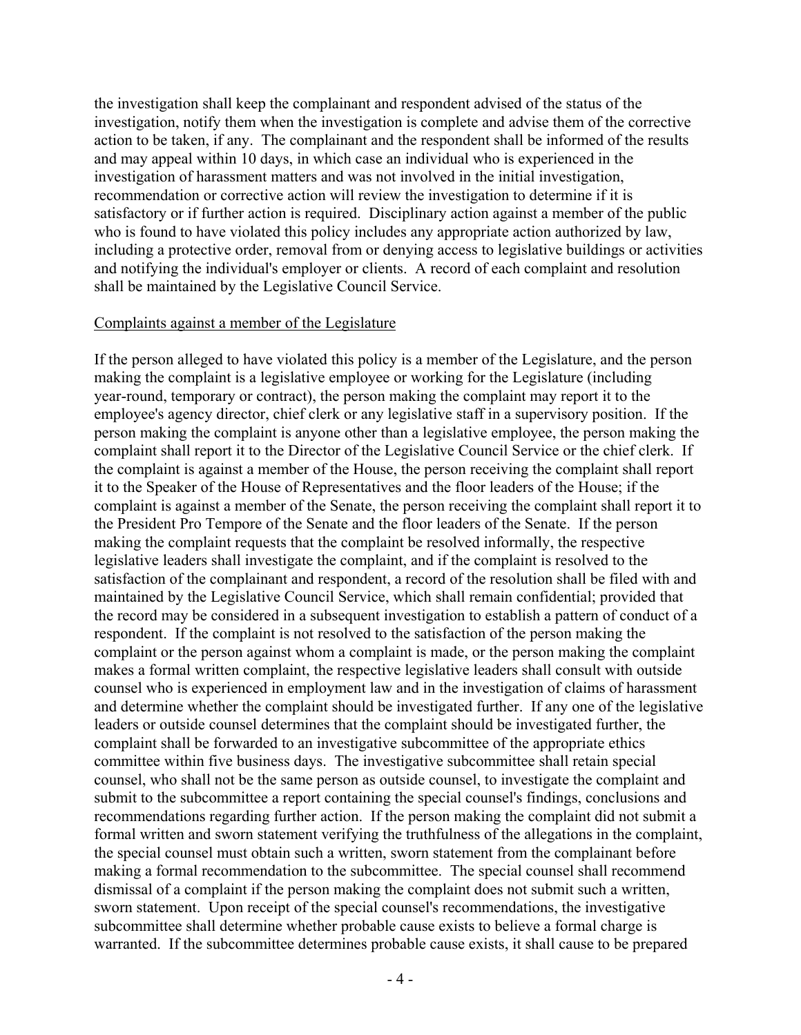the investigation shall keep the complainant and respondent advised of the status of the investigation, notify them when the investigation is complete and advise them of the corrective action to be taken, if any. The complainant and the respondent shall be informed of the results and may appeal within 10 days, in which case an individual who is experienced in the investigation of harassment matters and was not involved in the initial investigation, recommendation or corrective action will review the investigation to determine if it is satisfactory or if further action is required. Disciplinary action against a member of the public who is found to have violated this policy includes any appropriate action authorized by law, including a protective order, removal from or denying access to legislative buildings or activities and notifying the individual's employer or clients. A record of each complaint and resolution shall be maintained by the Legislative Council Service.

<u>Complaints against a member of the Legislature</u>

If the person alleged to have violated this policy is a member of the Legislature, and the person making the complaint is a legislative employee or working for the Legislature (including year-round, temporary or contract), the person making the complaint may report it to the employee's agency director, chief clerk or any legislative staff in a supervisory position. If the person making the complaint is anyone other than a legislative employee, the person making the complaint shall report it to the Director of the Legislative Council Service or the chief clerk. If the complaint is against a member of the House, the person receiving the complaint shall report it to the Speaker of the House of Representatives and the floor leaders of the House; if the complaint is against a member of the Senate, the person receiving the complaint shall report it to the President Pro Tempore of the Senate and the floor leaders of the Senate. If the person making the complaint requests that the complaint be resolved informally, the respective legislative leaders shall investigate the complaint, and if the complaint is resolved to the satisfaction of the complainant and respondent, a record of the resolution shall be filed with and maintained by the Legislative Council Service, which shall remain confidential; provided that the record may be considered in a subsequent investigation to establish a pattern of conduct of a respondent. If the complaint is not resolved to the satisfaction of the person making the complaint or the person against whom a complaint is made, or the person making the complaint makes a formal written complaint, the respective legislative leaders shall consult with outside counsel who is experienced in employment law and in the investigation of claims of harassment and determine whether the complaint should be investigated further. If any one of the legislative leaders or outside counsel determines that the complaint should be investigated further, the complaint shall be forwarded to an investigative subcommittee of the appropriate ethics committee within five business days. The investigative subcommittee shall retain special counsel, who shall not be the same person as outside counsel, to investigate the complaint and submit to the subcommittee a report containing the special counsel's findings, conclusions and recommendations regarding further action. If the person making the complaint did not submit a formal written and sworn statement verifying the truthfulness of the allegations in the complaint, the special counsel must obtain such a written, sworn statement from the complainant before making a formal recommendation to the subcommittee. The special counsel shall recommend dismissal of a complaint if the person making the complaint does not submit such a written, sworn statement. Upon receipt of the special counsel's recommendations, the investigative subcommittee shall determine whether probable cause exists to believe a formal charge is warranted. If the subcommittee determines probable cause exists, it shall cause to be prepared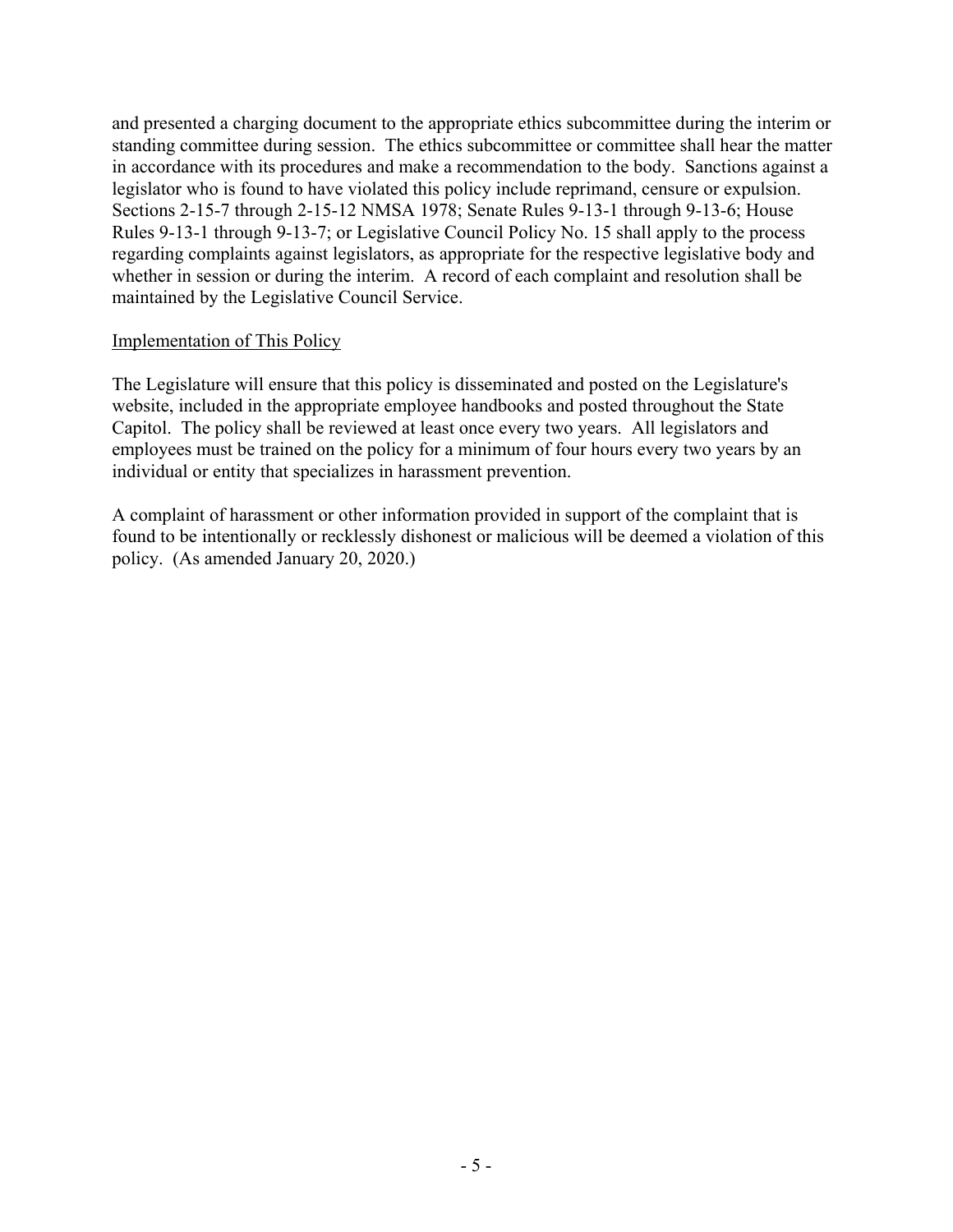and presented a charging document to the appropriate ethics subcommittee during the interim or standing committee during session. The ethics subcommittee or committee shall hear the matter in accordance with its procedures and make a recommendation to the body. Sanctions against a legislator who is found to have violated this policy include reprimand, censure or expulsion. Sections 2-15-7 through 2-15-12 NMSA 1978; Senate Rules 9-13-1 through 9-13-6; House Rules 9-13-1 through 9-13-7; or Legislative Council Policy No. 15 shall apply to the process regarding complaints against legislators, as appropriate for the respective legislative body and whether in session or during the interim. A record of each complaint and resolution shall be maintained by the Legislative Council Service.

<u>Implementation of This Policy</u>

The Legislature will ensure that this policy is disseminated and posted on the Legislature's website, included in the appropriate employee handbooks and posted throughout the State Capitol. The policy shall be reviewed at least once every two years. All legislators and employees must be trained on the policy for a minimum of four hours every two years by an individual or entity that specializes in harassment prevention.

A complaint of harassment or other information provided in support of the complaint that is found to be intentionally or recklessly dishonest or malicious will be deemed a violation of this policy. (As amended January 20, 2020.)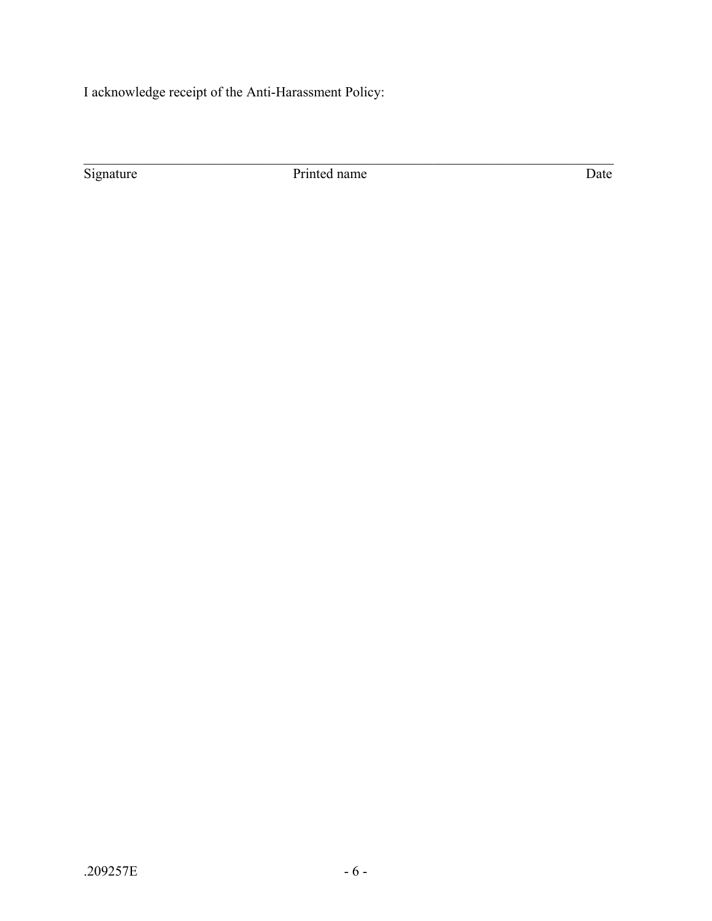I acknowledge receipt of the Anti-Harassment Policy:

\_\_\_\_\_\_\_\_\_\_\_\_\_\_\_\_\_\_\_\_\_\_\_\_\_\_\_\_\_\_\_\_\_\_\_\_\_\_\_\_\_\_\_\_\_\_\_\_\_\_\_\_\_\_\_\_\_\_\_\_\_\_\_\_\_\_\_\_\_\_\_\_\_\_\_\_\_\_

Signature Printed name Date

.209257E